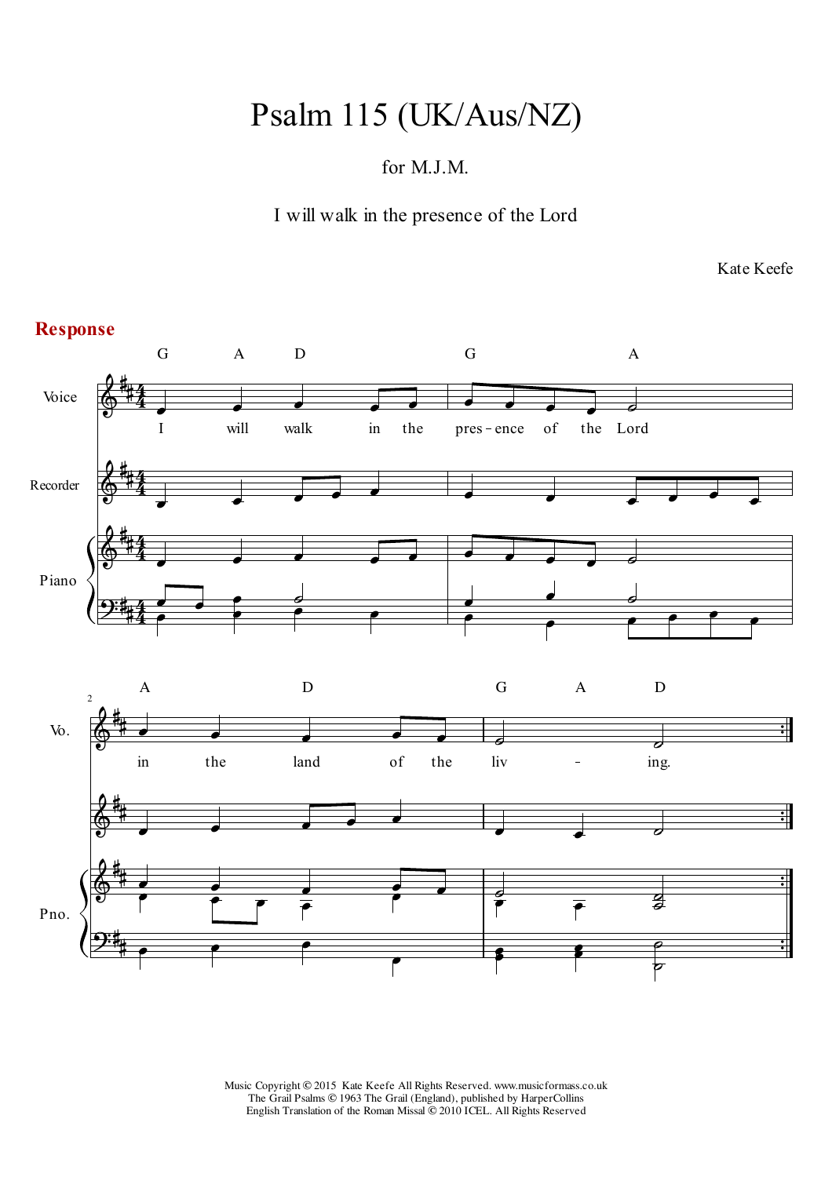# Psalm 115 (UK/Aus/NZ)

for M.J.M.

I will walk in the presence of the Lord

Kate Keefe

## Response

I will walk in the presence of the Lord in the land of the living.

Music Copyright © 2015 Kate Keefe All Rights Reserved. www.musicformass.co.uk
The Grail Psalms © 1963 The Grail (England), published by HarperCollins
English Translation of the Roman Missal © 2010 ICEL. All Rights Reserved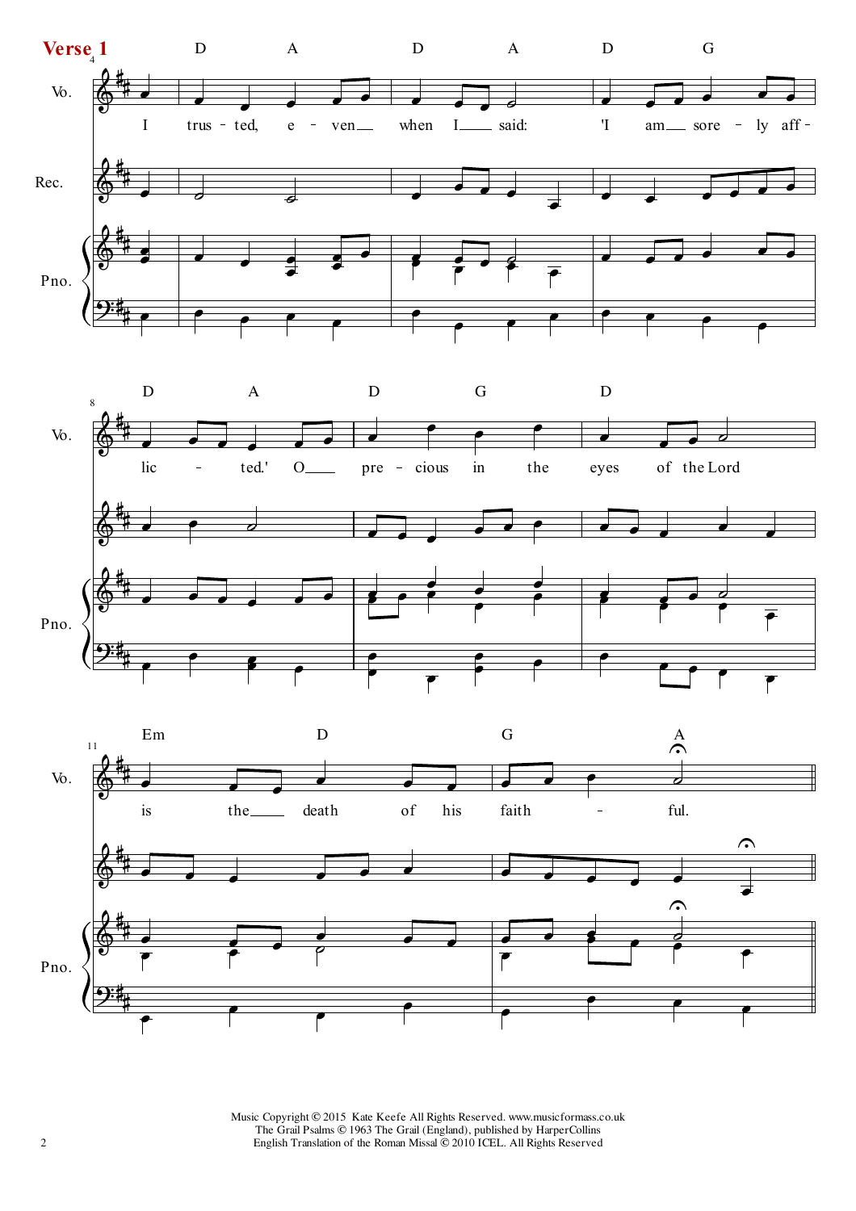**Verse 1**

I trusted, even when I said: 'I am sorely afflicted.' O precious in the eyes of the Lord is the death of his faithful.

Music Copyright © 2015 Kate Keefe All Rights Reserved. www.musicformass.co.uk
The Grail Psalms © 1963 The Grail (England), published by HarperCollins
English Translation of the Roman Missal © 2010 ICEL. All Rights Reserved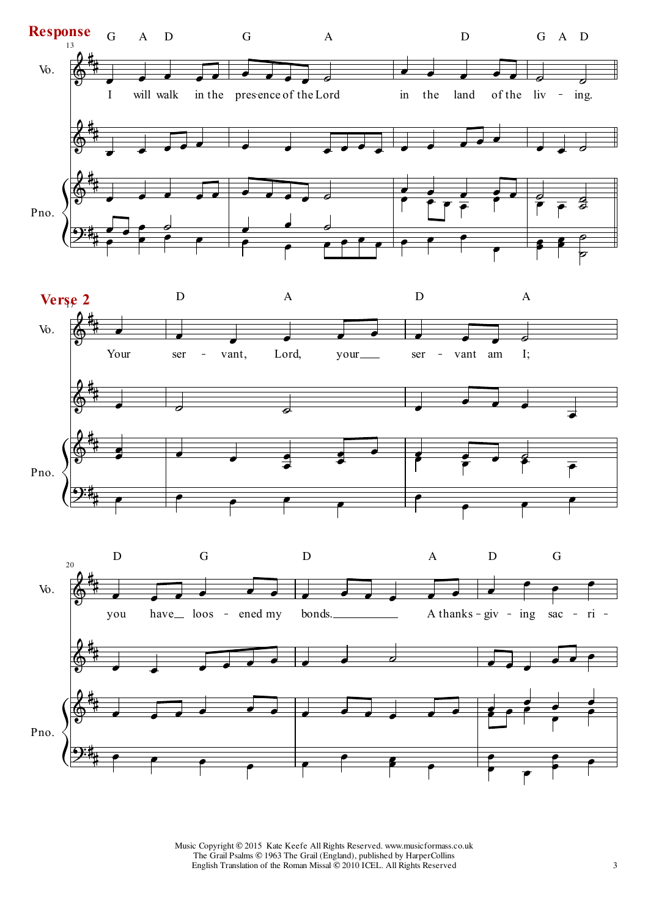**Response**

I will walk in the presence of the Lord in the land of the living.

**Verse 2**

Your servant, Lord, your servant am I; you have loosened my bonds. A thanksgiving sacri-

Music Copyright © 2015 Kate Keefe All Rights Reserved. www.musicformass.co.uk
The Grail Psalms © 1963 The Grail (England), published by HarperCollins
English Translation of the Roman Missal © 2010 ICEL. All Rights Reserved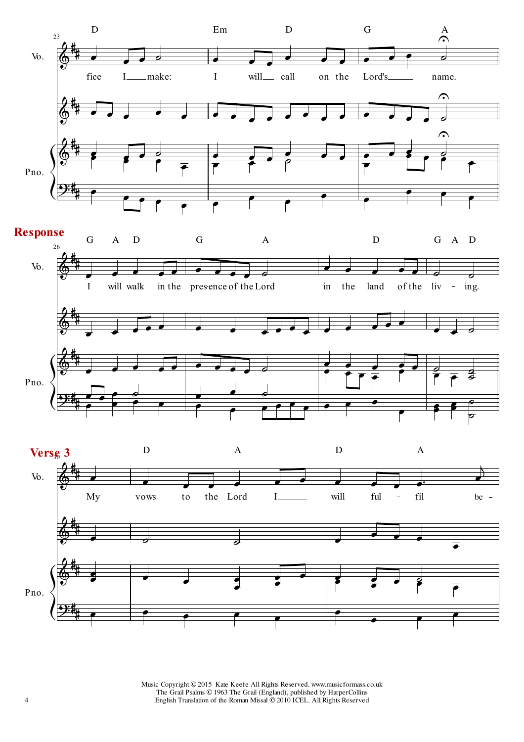**Response**

**Verse 3**

Music Copyright © 2015 Kate Keefe All Rights Reserved. www.musicformass.co.uk
The Grail Psalms © 1963 The Grail (England), published by HarperCollins
English Translation of the Roman Missal © 2010 ICEL. All Rights Reserved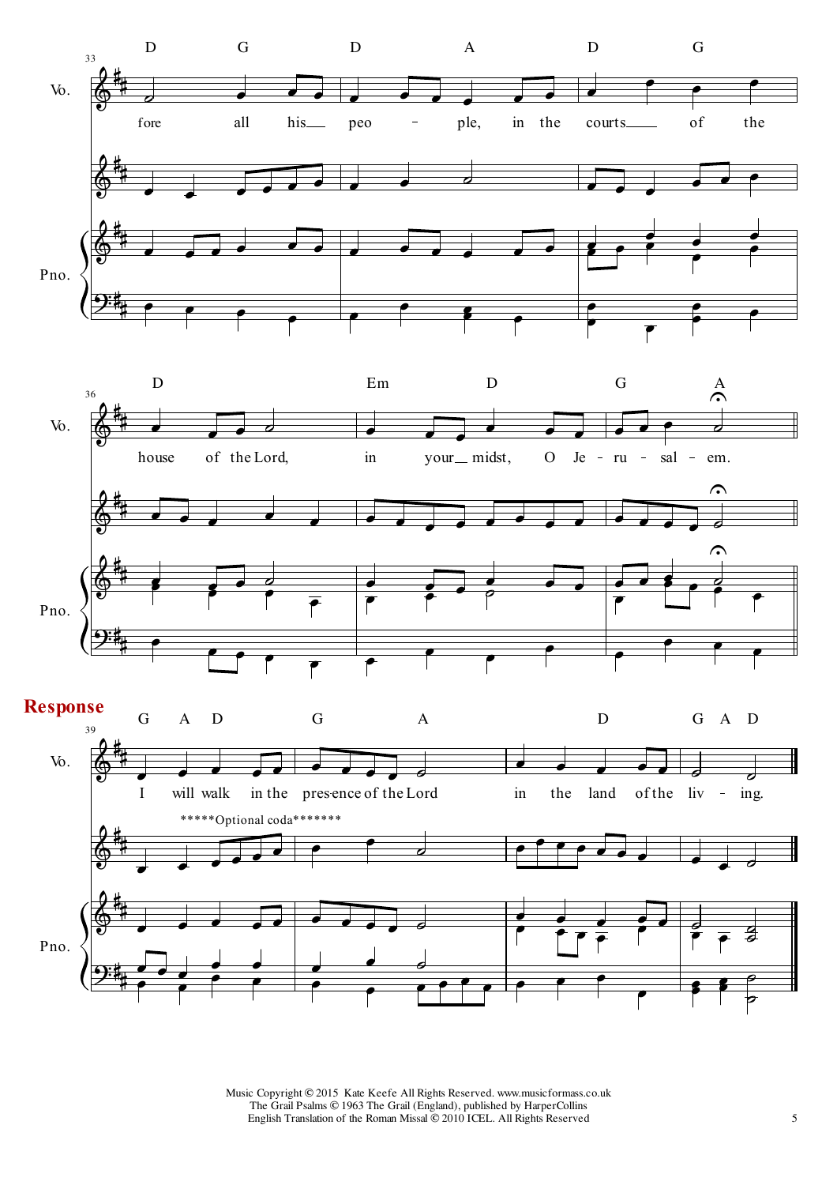## Response

Music Copyright © 2015 Kate Keefe All Rights Reserved. www.musicformass.co.uk
The Grail Psalms © 1963 The Grail (England), published by HarperCollins
English Translation of the Roman Missal © 2010 ICEL. All Rights Reserved